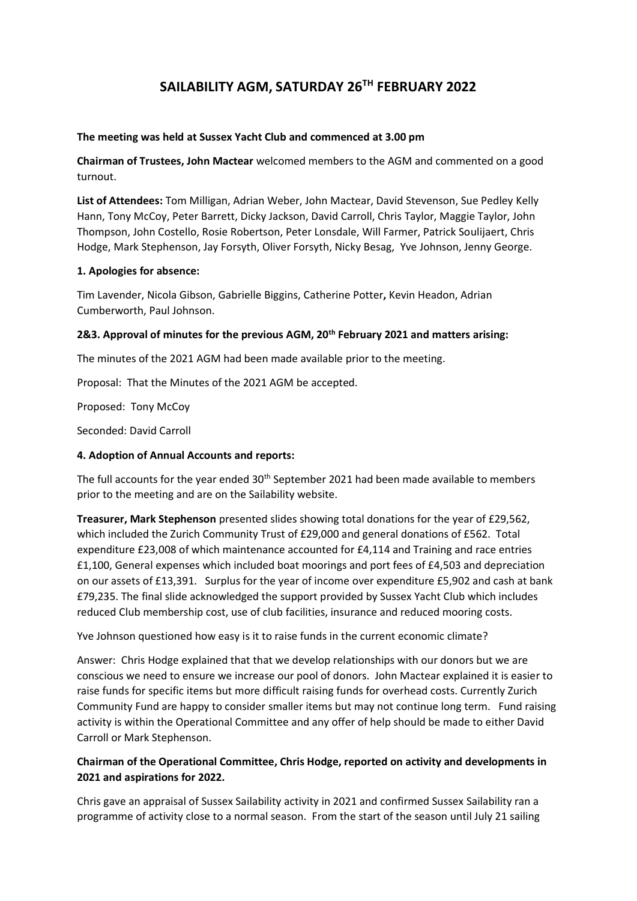# SAILABILITY AGM, SATURDAY 26TH FEBRUARY 2022

**The meeting was held at Sussex Yacht Club and commenced at 3.00 pm**

**Chairman of Trustees, John Mactear** welcomed members to the AGM and commented on a good turnout.

**List of Attendees:** Tom Milligan, Adrian Weber, John Mactear, David Stevenson, Sue Pedley Kelly Hann, Tony McCoy, Peter Barrett, Dicky Jackson, David Carroll, Chris Taylor, Maggie Taylor, John Thompson, John Costello, Rosie Robertson, Peter Lonsdale, Will Farmer, Patrick Soulijaert, Chris Hodge, Mark Stephenson, Jay Forsyth, Oliver Forsyth, Nicky Besag, Yve Johnson, Jenny George.

**1. Apologies for absence:**

Tim Lavender, Nicola Gibson, Gabrielle Biggins, Catherine Potter**,** Kevin Headon, Adrian Cumberworth, Paul Johnson.

**2&3. Approval of minutes for the previous AGM, 20th February 2021 and matters arising:**

The minutes of the 2021 AGM had been made available prior to the meeting.

Proposal: That the Minutes of the 2021 AGM be accepted.

Proposed: Tony McCoy

Seconded: David Carroll

**4. Adoption of Annual Accounts and reports:**

The full accounts for the year ended 30th September 2021 had been made available to members prior to the meeting and are on the Sailability website.

**Treasurer, Mark Stephenson** presented slides showing total donations for the year of £29,562, which included the Zurich Community Trust of £29,000 and general donations of £562. Total expenditure £23,008 of which maintenance accounted for £4,114 and Training and race entries £1,100, General expenses which included boat moorings and port fees of £4,503 and depreciation on our assets of £13,391. Surplus for the year of income over expenditure £5,902 and cash at bank £79,235. The final slide acknowledged the support provided by Sussex Yacht Club which includes reduced Club membership cost, use of club facilities, insurance and reduced mooring costs.

Yve Johnson questioned how easy is it to raise funds in the current economic climate?

Answer: Chris Hodge explained that that we develop relationships with our donors but we are conscious we need to ensure we increase our pool of donors. John Mactear explained it is easier to raise funds for specific items but more difficult raising funds for overhead costs. Currently Zurich Community Fund are happy to consider smaller items but may not continue long term. Fund raising activity is within the Operational Committee and any offer of help should be made to either David Carroll or Mark Stephenson.

**Chairman of the Operational Committee, Chris Hodge, reported on activity and developments in 2021 and aspirations for 2022.**

Chris gave an appraisal of Sussex Sailability activity in 2021 and confirmed Sussex Sailability ran a programme of activity close to a normal season. From the start of the season until July 21 sailing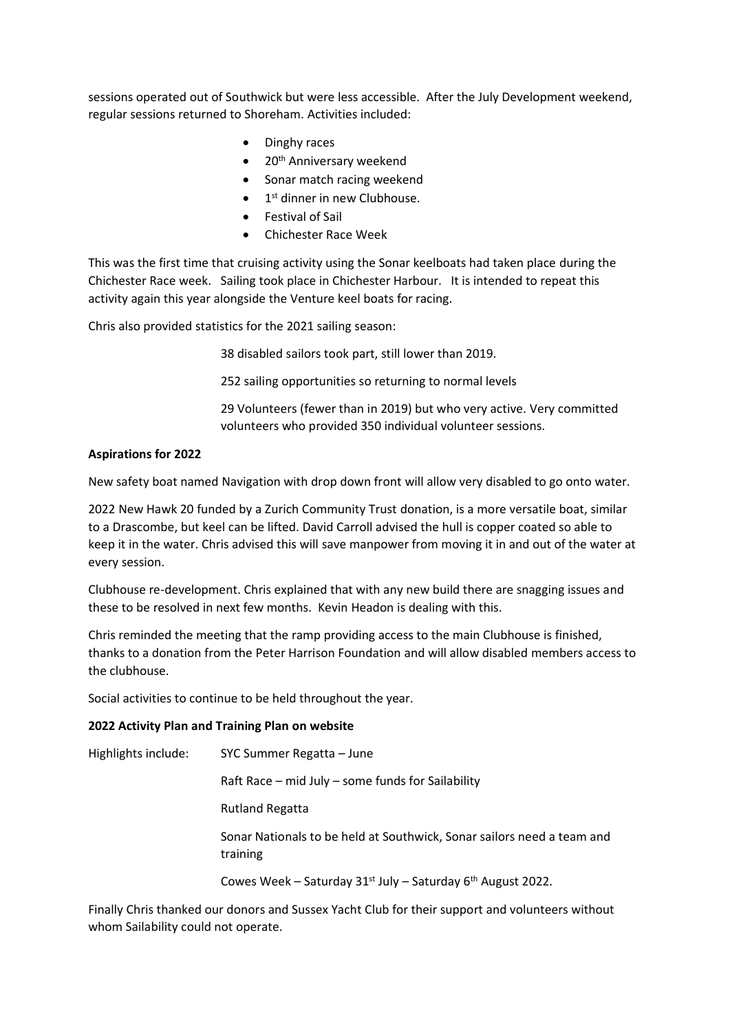sessions operated out of Southwick but were less accessible. After the July Development weekend, regular sessions returned to Shoreham. Activities included:

- Dinghy races
- 20th Anniversary weekend
- Sonar match racing weekend
- 1st dinner in new Clubhouse.
- Festival of Sail
- Chichester Race Week

This was the first time that cruising activity using the Sonar keelboats had taken place during the Chichester Race week. Sailing took place in Chichester Harbour. It is intended to repeat this activity again this year alongside the Venture keel boats for racing.

Chris also provided statistics for the 2021 sailing season:

38 disabled sailors took part, still lower than 2019.

252 sailing opportunities so returning to normal levels

29 Volunteers (fewer than in 2019) but who very active. Very committed volunteers who provided 350 individual volunteer sessions.

**Aspirations for 2022**

New safety boat named Navigation with drop down front will allow very disabled to go onto water.

2022 New Hawk 20 funded by a Zurich Community Trust donation, is a more versatile boat, similar to a Drascombe, but keel can be lifted. David Carroll advised the hull is copper coated so able to keep it in the water. Chris advised this will save manpower from moving it in and out of the water at every session.

Clubhouse re-development. Chris explained that with any new build there are snagging issues and these to be resolved in next few months. Kevin Headon is dealing with this.

Chris reminded the meeting that the ramp providing access to the main Clubhouse is finished, thanks to a donation from the Peter Harrison Foundation and will allow disabled members access to the clubhouse.

Social activities to continue to be held throughout the year.

**2022 Activity Plan and Training Plan on website**

Highlights include: SYC Summer Regatta – June

Raft Race – mid July – some funds for Sailability

Rutland Regatta

Sonar Nationals to be held at Southwick, Sonar sailors need a team and training

Cowes Week – Saturday 31st July – Saturday 6th August 2022.

Finally Chris thanked our donors and Sussex Yacht Club for their support and volunteers without whom Sailability could not operate.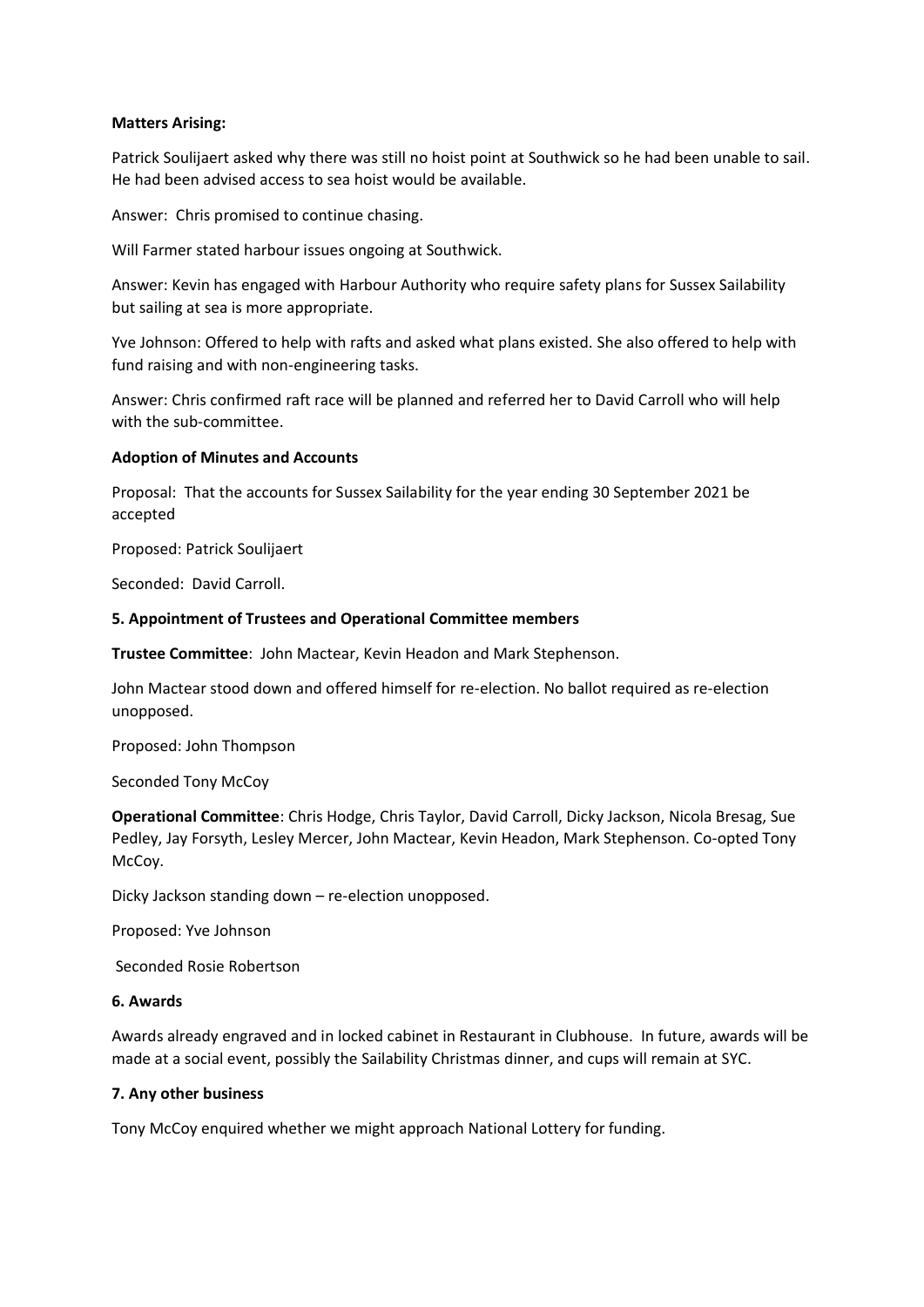**Matters Arising:**

Patrick Soulijaert asked why there was still no hoist point at Southwick so he had been unable to sail. He had been advised access to sea hoist would be available.

Answer: Chris promised to continue chasing.

Will Farmer stated harbour issues ongoing at Southwick.

Answer: Kevin has engaged with Harbour Authority who require safety plans for Sussex Sailability but sailing at sea is more appropriate.

Yve Johnson: Offered to help with rafts and asked what plans existed. She also offered to help with fund raising and with non-engineering tasks.

Answer: Chris confirmed raft race will be planned and referred her to David Carroll who will help with the sub-committee.

**Adoption of Minutes and Accounts**

Proposal: That the accounts for Sussex Sailability for the year ending 30 September 2021 be accepted

Proposed: Patrick Soulijaert

Seconded: David Carroll.

**5. Appointment of Trustees and Operational Committee members**

**Trustee Committee**: John Mactear, Kevin Headon and Mark Stephenson.

John Mactear stood down and offered himself for re-election. No ballot required as re-election unopposed.

Proposed: John Thompson

Seconded Tony McCoy

**Operational Committee**: Chris Hodge, Chris Taylor, David Carroll, Dicky Jackson, Nicola Bresag, Sue Pedley, Jay Forsyth, Lesley Mercer, John Mactear, Kevin Headon, Mark Stephenson. Co-opted Tony McCoy.

Dicky Jackson standing down – re-election unopposed.

Proposed: Yve Johnson

Seconded Rosie Robertson

**6. Awards**

Awards already engraved and in locked cabinet in Restaurant in Clubhouse. In future, awards will be made at a social event, possibly the Sailability Christmas dinner, and cups will remain at SYC.

**7. Any other business**

Tony McCoy enquired whether we might approach National Lottery for funding.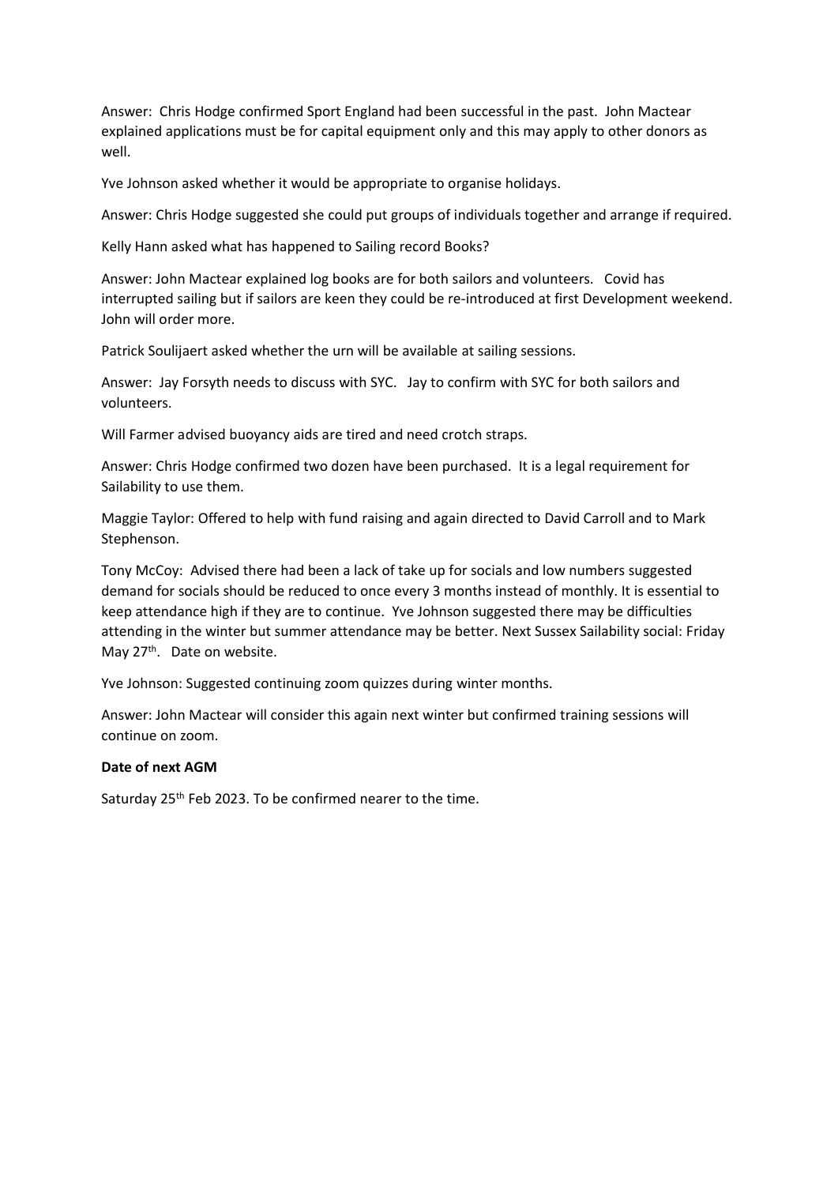Answer: Chris Hodge confirmed Sport England had been successful in the past. John Mactear explained applications must be for capital equipment only and this may apply to other donors as well.

Yve Johnson asked whether it would be appropriate to organise holidays.

Answer: Chris Hodge suggested she could put groups of individuals together and arrange if required.

Kelly Hann asked what has happened to Sailing record Books?

Answer: John Mactear explained log books are for both sailors and volunteers. Covid has interrupted sailing but if sailors are keen they could be re-introduced at first Development weekend. John will order more.

Patrick Soulijaert asked whether the urn will be available at sailing sessions.

Answer: Jay Forsyth needs to discuss with SYC. Jay to confirm with SYC for both sailors and volunteers.

Will Farmer advised buoyancy aids are tired and need crotch straps.

Answer: Chris Hodge confirmed two dozen have been purchased. It is a legal requirement for Sailability to use them.

Maggie Taylor: Offered to help with fund raising and again directed to David Carroll and to Mark Stephenson.

Tony McCoy: Advised there had been a lack of take up for socials and low numbers suggested demand for socials should be reduced to once every 3 months instead of monthly. It is essential to keep attendance high if they are to continue. Yve Johnson suggested there may be difficulties attending in the winter but summer attendance may be better. Next Sussex Sailability social: Friday May 27th. Date on website.

Yve Johnson: Suggested continuing zoom quizzes during winter months.

Answer: John Mactear will consider this again next winter but confirmed training sessions will continue on zoom.

**Date of next AGM**

Saturday 25th Feb 2023. To be confirmed nearer to the time.